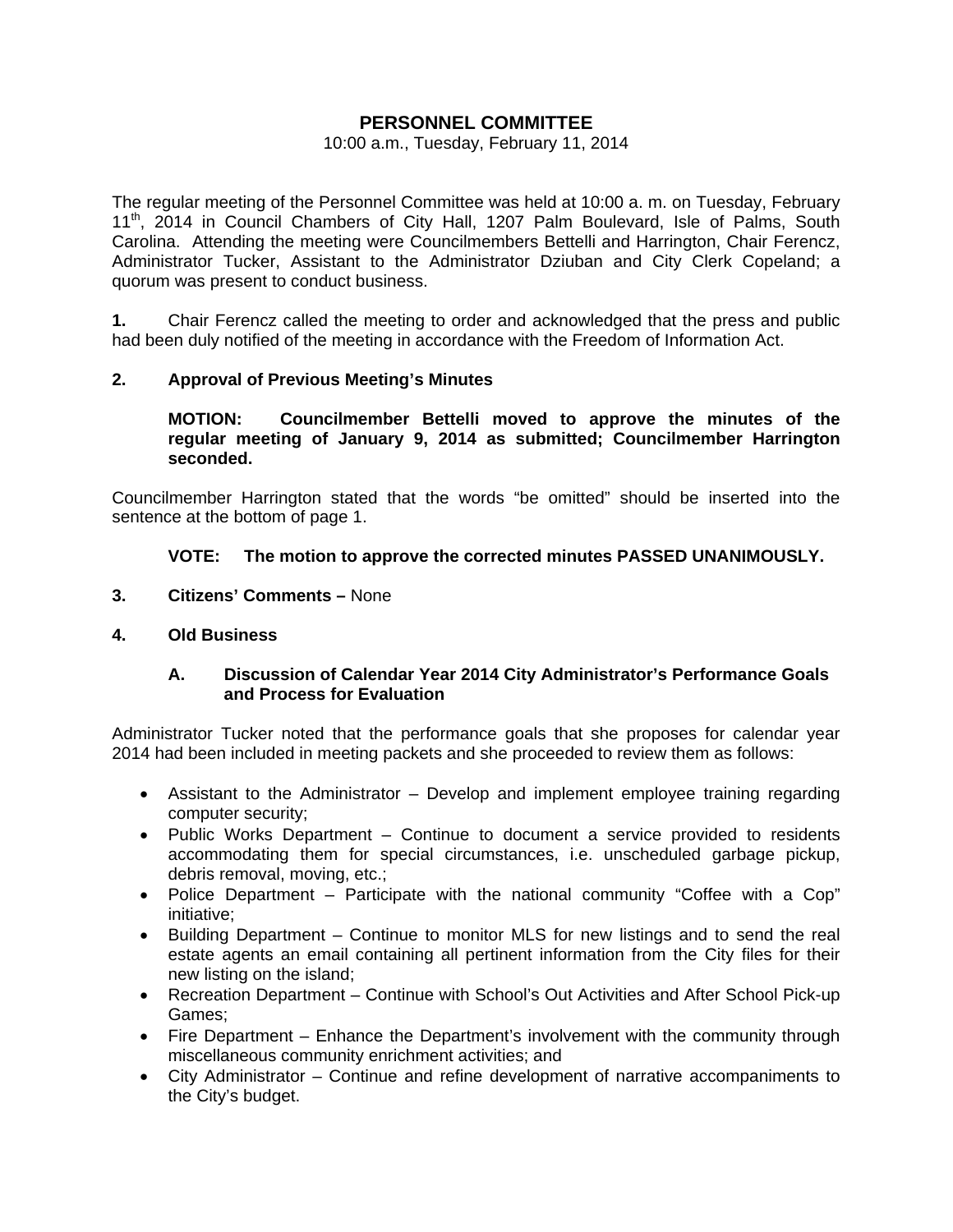# PERSONNEL COMMITTEE

10:00 a.m., Tuesday, February 11, 2014

The regular meeting of the Personnel Committee was held at 10:00 a. m. on Tuesday, February 11th, 2014 in Council Chambers of City Hall, 1207 Palm Boulevard, Isle of Palms, South Carolina. Attending the meeting were Councilmembers Bettelli and Harrington, Chair Ferencz, Administrator Tucker, Assistant to the Administrator Dziuban and City Clerk Copeland; a quorum was present to conduct business.

**1.** Chair Ferencz called the meeting to order and acknowledged that the press and public had been duly notified of the meeting in accordance with the Freedom of Information Act.

**2. Approval of Previous Meeting's Minutes**

**MOTION: Councilmember Bettelli moved to approve the minutes of the regular meeting of January 9, 2014 as submitted; Councilmember Harrington seconded.**

Councilmember Harrington stated that the words "be omitted" should be inserted into the sentence at the bottom of page 1.

**VOTE: The motion to approve the corrected minutes PASSED UNANIMOUSLY.**

**3. Citizens' Comments –** None

**4. Old Business**

**A. Discussion of Calendar Year 2014 City Administrator's Performance Goals and Process for Evaluation**

Administrator Tucker noted that the performance goals that she proposes for calendar year 2014 had been included in meeting packets and she proceeded to review them as follows:

- Assistant to the Administrator – Develop and implement employee training regarding computer security;
- Public Works Department – Continue to document a service provided to residents accommodating them for special circumstances, i.e. unscheduled garbage pickup, debris removal, moving, etc.;
- Police Department – Participate with the national community "Coffee with a Cop" initiative;
- Building Department – Continue to monitor MLS for new listings and to send the real estate agents an email containing all pertinent information from the City files for their new listing on the island;
- Recreation Department – Continue with School's Out Activities and After School Pick-up Games;
- Fire Department – Enhance the Department's involvement with the community through miscellaneous community enrichment activities; and
- City Administrator – Continue and refine development of narrative accompaniments to the City's budget.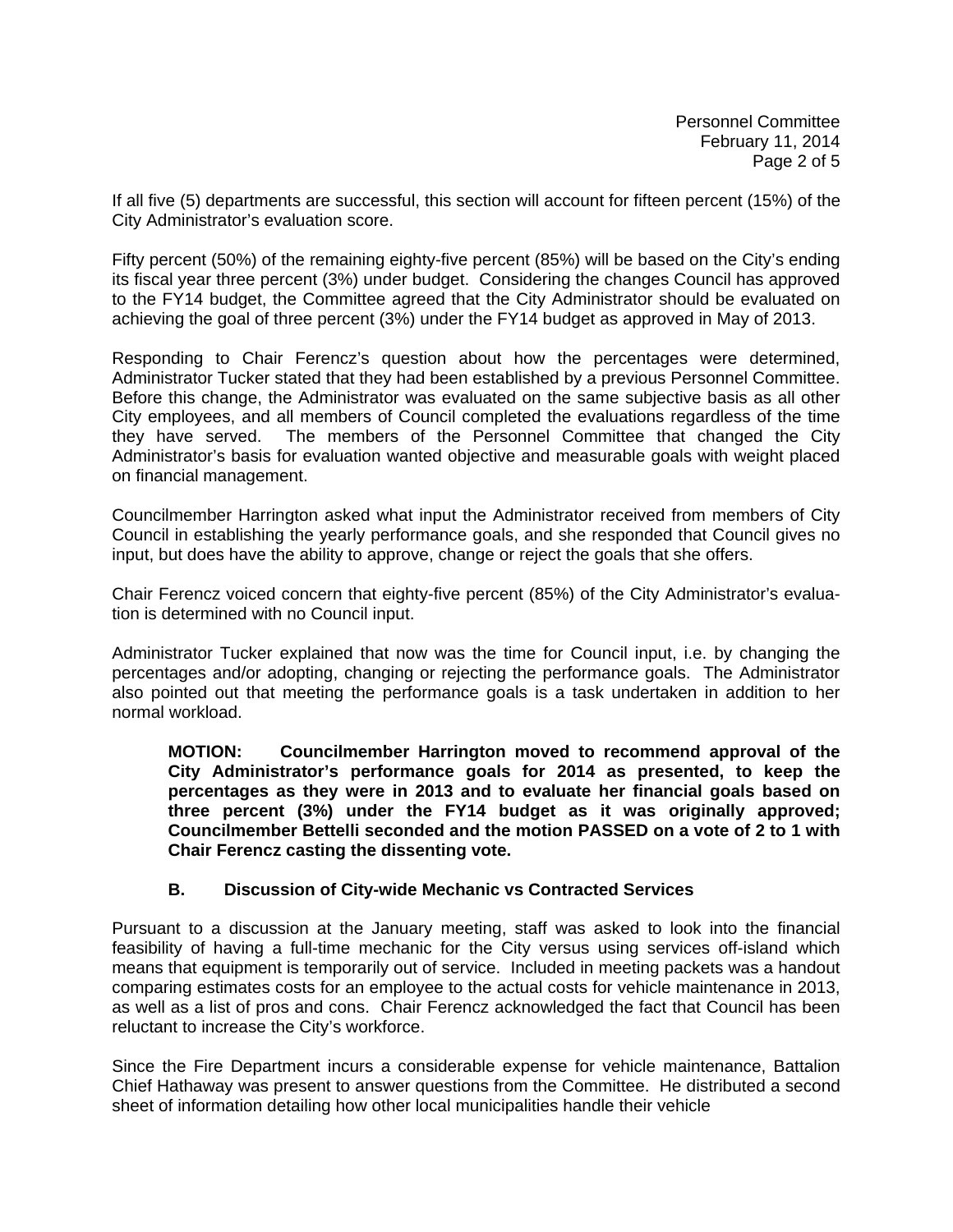If all five (5) departments are successful, this section will account for fifteen percent (15%) of the City Administrator's evaluation score.

Fifty percent (50%) of the remaining eighty-five percent (85%) will be based on the City's ending its fiscal year three percent (3%) under budget. Considering the changes Council has approved to the FY14 budget, the Committee agreed that the City Administrator should be evaluated on achieving the goal of three percent (3%) under the FY14 budget as approved in May of 2013.

Responding to Chair Ferencz's question about how the percentages were determined, Administrator Tucker stated that they had been established by a previous Personnel Committee. Before this change, the Administrator was evaluated on the same subjective basis as all other City employees, and all members of Council completed the evaluations regardless of the time they have served. The members of the Personnel Committee that changed the City Administrator's basis for evaluation wanted objective and measurable goals with weight placed on financial management.

Councilmember Harrington asked what input the Administrator received from members of City Council in establishing the yearly performance goals, and she responded that Council gives no input, but does have the ability to approve, change or reject the goals that she offers.

Chair Ferencz voiced concern that eighty-five percent (85%) of the City Administrator's evaluation is determined with no Council input.

Administrator Tucker explained that now was the time for Council input, i.e. by changing the percentages and/or adopting, changing or rejecting the performance goals. The Administrator also pointed out that meeting the performance goals is a task undertaken in addition to her normal workload.

> **MOTION: Councilmember Harrington moved to recommend approval of the City Administrator's performance goals for 2014 as presented, to keep the percentages as they were in 2013 and to evaluate her financial goals based on three percent (3%) under the FY14 budget as it was originally approved; Councilmember Bettelli seconded and the motion PASSED on a vote of 2 to 1 with Chair Ferencz casting the dissenting vote.**

### B. Discussion of City-wide Mechanic vs Contracted Services

Pursuant to a discussion at the January meeting, staff was asked to look into the financial feasibility of having a full-time mechanic for the City versus using services off-island which means that equipment is temporarily out of service. Included in meeting packets was a handout comparing estimates costs for an employee to the actual costs for vehicle maintenance in 2013, as well as a list of pros and cons. Chair Ferencz acknowledged the fact that Council has been reluctant to increase the City's workforce.

Since the Fire Department incurs a considerable expense for vehicle maintenance, Battalion Chief Hathaway was present to answer questions from the Committee. He distributed a second sheet of information detailing how other local municipalities handle their vehicle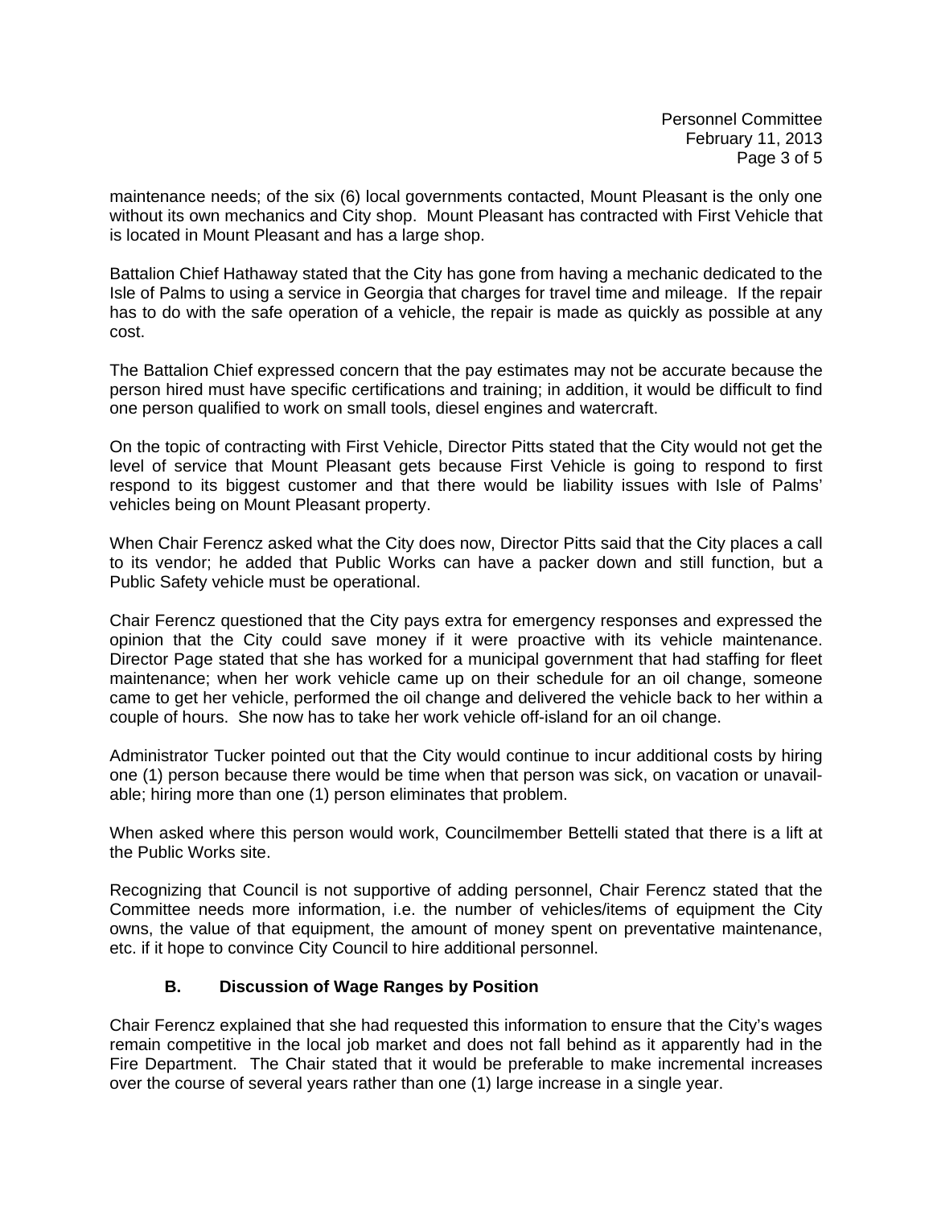maintenance needs; of the six (6) local governments contacted, Mount Pleasant is the only one without its own mechanics and City shop. Mount Pleasant has contracted with First Vehicle that is located in Mount Pleasant and has a large shop.

Battalion Chief Hathaway stated that the City has gone from having a mechanic dedicated to the Isle of Palms to using a service in Georgia that charges for travel time and mileage. If the repair has to do with the safe operation of a vehicle, the repair is made as quickly as possible at any cost.

The Battalion Chief expressed concern that the pay estimates may not be accurate because the person hired must have specific certifications and training; in addition, it would be difficult to find one person qualified to work on small tools, diesel engines and watercraft.

On the topic of contracting with First Vehicle, Director Pitts stated that the City would not get the level of service that Mount Pleasant gets because First Vehicle is going to respond to first respond to its biggest customer and that there would be liability issues with Isle of Palms' vehicles being on Mount Pleasant property.

When Chair Ferencz asked what the City does now, Director Pitts said that the City places a call to its vendor; he added that Public Works can have a packer down and still function, but a Public Safety vehicle must be operational.

Chair Ferencz questioned that the City pays extra for emergency responses and expressed the opinion that the City could save money if it were proactive with its vehicle maintenance. Director Page stated that she has worked for a municipal government that had staffing for fleet maintenance; when her work vehicle came up on their schedule for an oil change, someone came to get her vehicle, performed the oil change and delivered the vehicle back to her within a couple of hours. She now has to take her work vehicle off-island for an oil change.

Administrator Tucker pointed out that the City would continue to incur additional costs by hiring one (1) person because there would be time when that person was sick, on vacation or unavailable; hiring more than one (1) person eliminates that problem.

When asked where this person would work, Councilmember Bettelli stated that there is a lift at the Public Works site.

Recognizing that Council is not supportive of adding personnel, Chair Ferencz stated that the Committee needs more information, i.e. the number of vehicles/items of equipment the City owns, the value of that equipment, the amount of money spent on preventative maintenance, etc. if it hope to convince City Council to hire additional personnel.

### B. Discussion of Wage Ranges by Position

Chair Ferencz explained that she had requested this information to ensure that the City's wages remain competitive in the local job market and does not fall behind as it apparently had in the Fire Department. The Chair stated that it would be preferable to make incremental increases over the course of several years rather than one (1) large increase in a single year.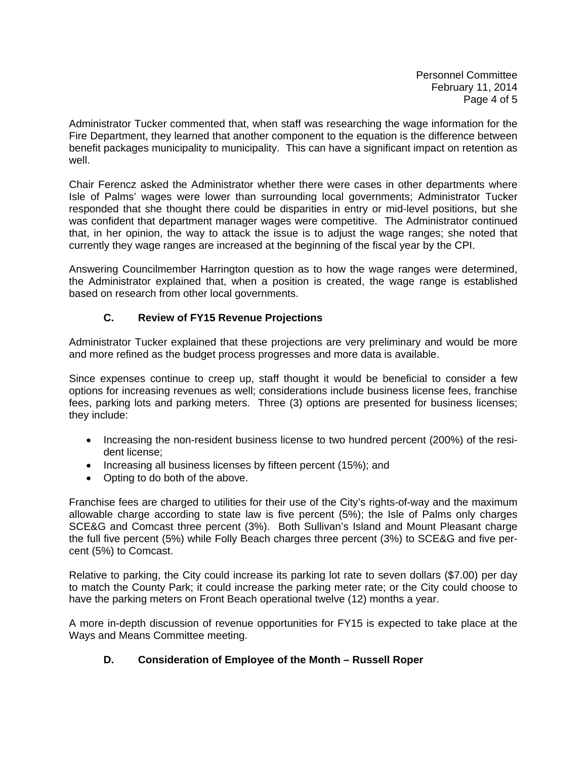Administrator Tucker commented that, when staff was researching the wage information for the Fire Department, they learned that another component to the equation is the difference between benefit packages municipality to municipality. This can have a significant impact on retention as well.

Chair Ferencz asked the Administrator whether there were cases in other departments where Isle of Palms' wages were lower than surrounding local governments; Administrator Tucker responded that she thought there could be disparities in entry or mid-level positions, but she was confident that department manager wages were competitive. The Administrator continued that, in her opinion, the way to attack the issue is to adjust the wage ranges; she noted that currently they wage ranges are increased at the beginning of the fiscal year by the CPI.

Answering Councilmember Harrington question as to how the wage ranges were determined, the Administrator explained that, when a position is created, the wage range is established based on research from other local governments.

### C. Review of FY15 Revenue Projections

Administrator Tucker explained that these projections are very preliminary and would be more and more refined as the budget process progresses and more data is available.

Since expenses continue to creep up, staff thought it would be beneficial to consider a few options for increasing revenues as well; considerations include business license fees, franchise fees, parking lots and parking meters. Three (3) options are presented for business licenses; they include:

- Increasing the non-resident business license to two hundred percent (200%) of the resident license;
- Increasing all business licenses by fifteen percent (15%); and
- Opting to do both of the above.

Franchise fees are charged to utilities for their use of the City's rights-of-way and the maximum allowable charge according to state law is five percent (5%); the Isle of Palms only charges SCE&G and Comcast three percent (3%). Both Sullivan's Island and Mount Pleasant charge the full five percent (5%) while Folly Beach charges three percent (3%) to SCE&G and five percent (5%) to Comcast.

Relative to parking, the City could increase its parking lot rate to seven dollars ($7.00) per day to match the County Park; it could increase the parking meter rate; or the City could choose to have the parking meters on Front Beach operational twelve (12) months a year.

A more in-depth discussion of revenue opportunities for FY15 is expected to take place at the Ways and Means Committee meeting.

### D. Consideration of Employee of the Month – Russell Roper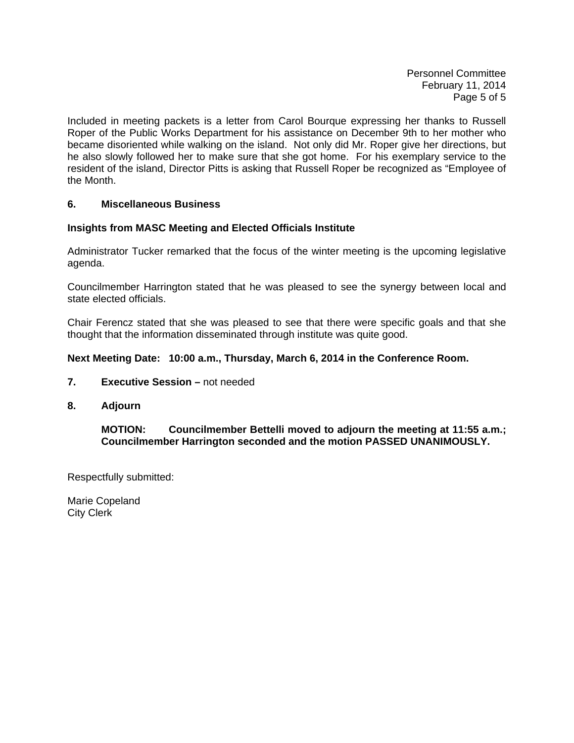Included in meeting packets is a letter from Carol Bourque expressing her thanks to Russell Roper of the Public Works Department for his assistance on December 9th to her mother who became disoriented while walking on the island. Not only did Mr. Roper give her directions, but he also slowly followed her to make sure that she got home. For his exemplary service to the resident of the island, Director Pitts is asking that Russell Roper be recognized as "Employee of the Month.

**6. Miscellaneous Business**

**Insights from MASC Meeting and Elected Officials Institute**

Administrator Tucker remarked that the focus of the winter meeting is the upcoming legislative agenda.

Councilmember Harrington stated that he was pleased to see the synergy between local and state elected officials.

Chair Ferencz stated that she was pleased to see that there were specific goals and that she thought that the information disseminated through institute was quite good.

**Next Meeting Date: 10:00 a.m., Thursday, March 6, 2014 in the Conference Room.**

**7. Executive Session –** not needed

**8. Adjourn**

**MOTION: Councilmember Bettelli moved to adjourn the meeting at 11:55 a.m.; Councilmember Harrington seconded and the motion PASSED UNANIMOUSLY.**

Respectfully submitted:

Marie Copeland
City Clerk